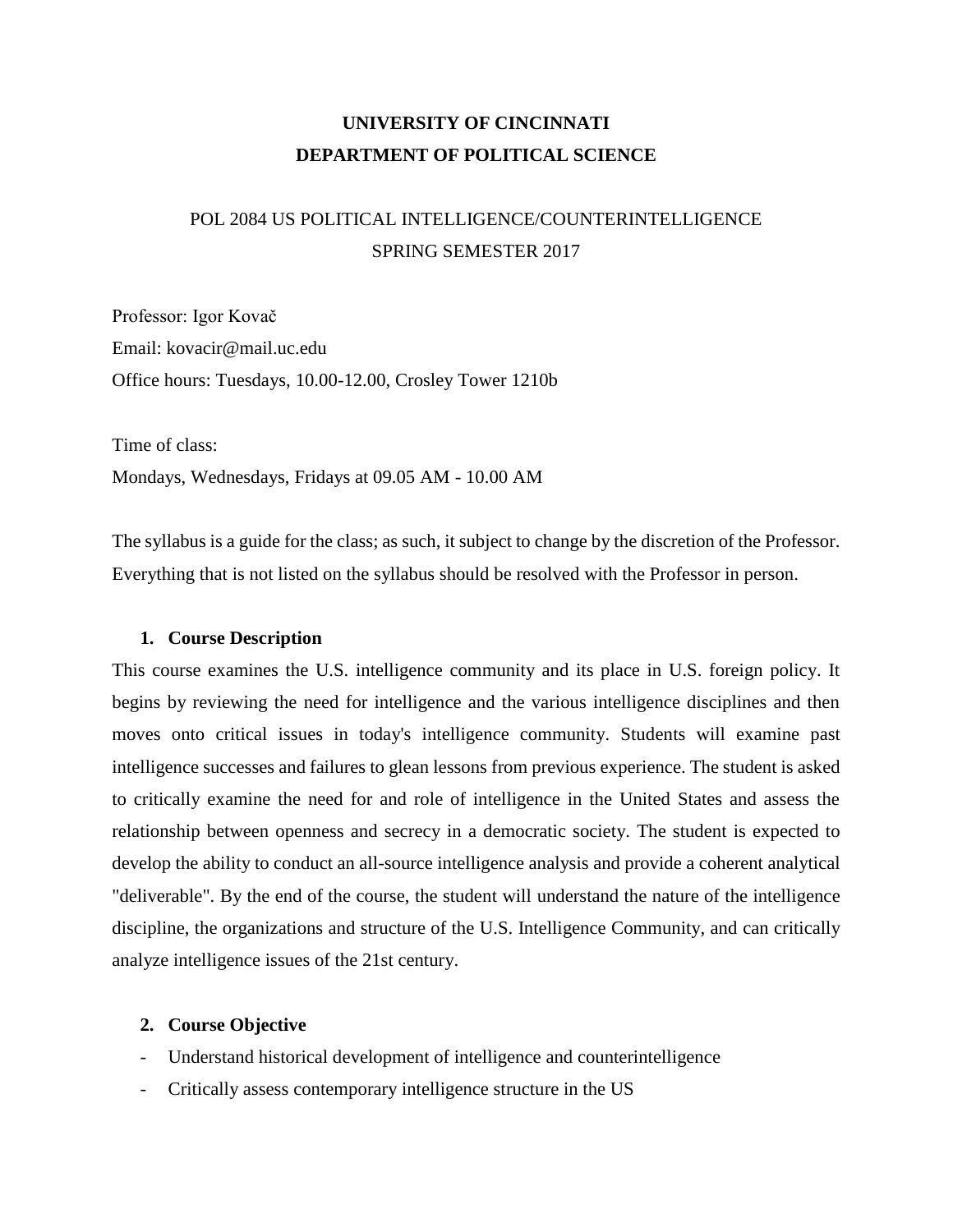**UNIVERSITY OF CINCINNATI**
**DEPARTMENT OF POLITICAL SCIENCE**

POL 2084 US POLITICAL INTELLIGENCE/COUNTERINTELLIGENCE
SPRING SEMESTER 2017

Professor: Igor Kovač
Email: kovacir@mail.uc.edu
Office hours: Tuesdays, 10.00-12.00, Crosley Tower 1210b

Time of class:
Mondays, Wednesdays, Fridays at 09.05 AM - 10.00 AM

The syllabus is a guide for the class; as such, it subject to change by the discretion of the Professor. Everything that is not listed on the syllabus should be resolved with the Professor in person.

## 1. Course Description

This course examines the U.S. intelligence community and its place in U.S. foreign policy. It begins by reviewing the need for intelligence and the various intelligence disciplines and then moves onto critical issues in today's intelligence community. Students will examine past intelligence successes and failures to glean lessons from previous experience. The student is asked to critically examine the need for and role of intelligence in the United States and assess the relationship between openness and secrecy in a democratic society. The student is expected to develop the ability to conduct an all-source intelligence analysis and provide a coherent analytical "deliverable". By the end of the course, the student will understand the nature of the intelligence discipline, the organizations and structure of the U.S. Intelligence Community, and can critically analyze intelligence issues of the 21st century.

## 2. Course Objective

- Understand historical development of intelligence and counterintelligence
- Critically assess contemporary intelligence structure in the US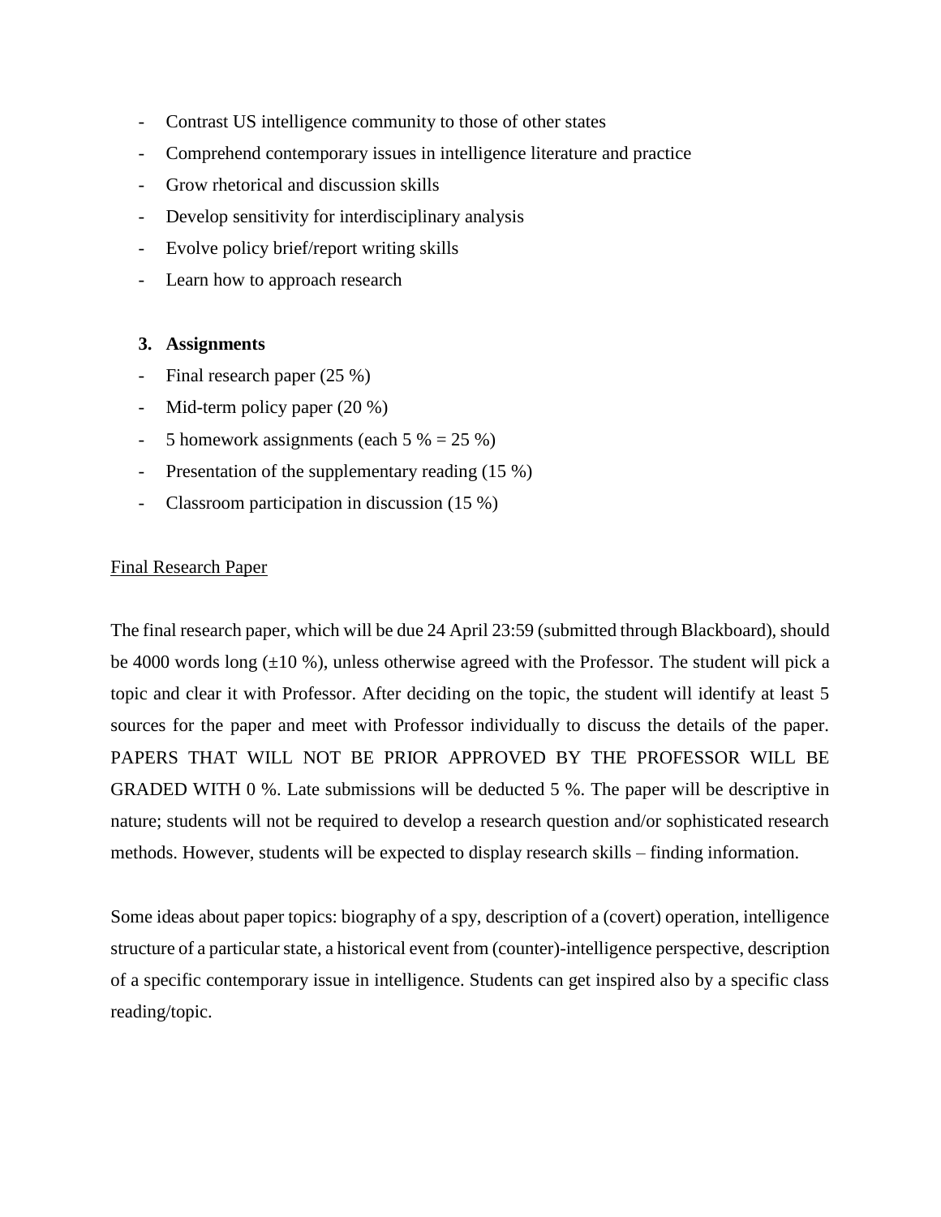- Contrast US intelligence community to those of other states
- Comprehend contemporary issues in intelligence literature and practice
- Grow rhetorical and discussion skills
- Develop sensitivity for interdisciplinary analysis
- Evolve policy brief/report writing skills
- Learn how to approach research

### 3. Assignments

- Final research paper (25 %)
- Mid-term policy paper (20 %)
- 5 homework assignments (each 5 % = 25 %)
- Presentation of the supplementary reading (15 %)
- Classroom participation in discussion (15 %)

<u>Final Research Paper</u>

The final research paper, which will be due 24 April 23:59 (submitted through Blackboard), should be 4000 words long (±10 %), unless otherwise agreed with the Professor. The student will pick a topic and clear it with Professor. After deciding on the topic, the student will identify at least 5 sources for the paper and meet with Professor individually to discuss the details of the paper. PAPERS THAT WILL NOT BE PRIOR APPROVED BY THE PROFESSOR WILL BE GRADED WITH 0 %. Late submissions will be deducted 5 %. The paper will be descriptive in nature; students will not be required to develop a research question and/or sophisticated research methods. However, students will be expected to display research skills – finding information.

Some ideas about paper topics: biography of a spy, description of a (covert) operation, intelligence structure of a particular state, a historical event from (counter)-intelligence perspective, description of a specific contemporary issue in intelligence. Students can get inspired also by a specific class reading/topic.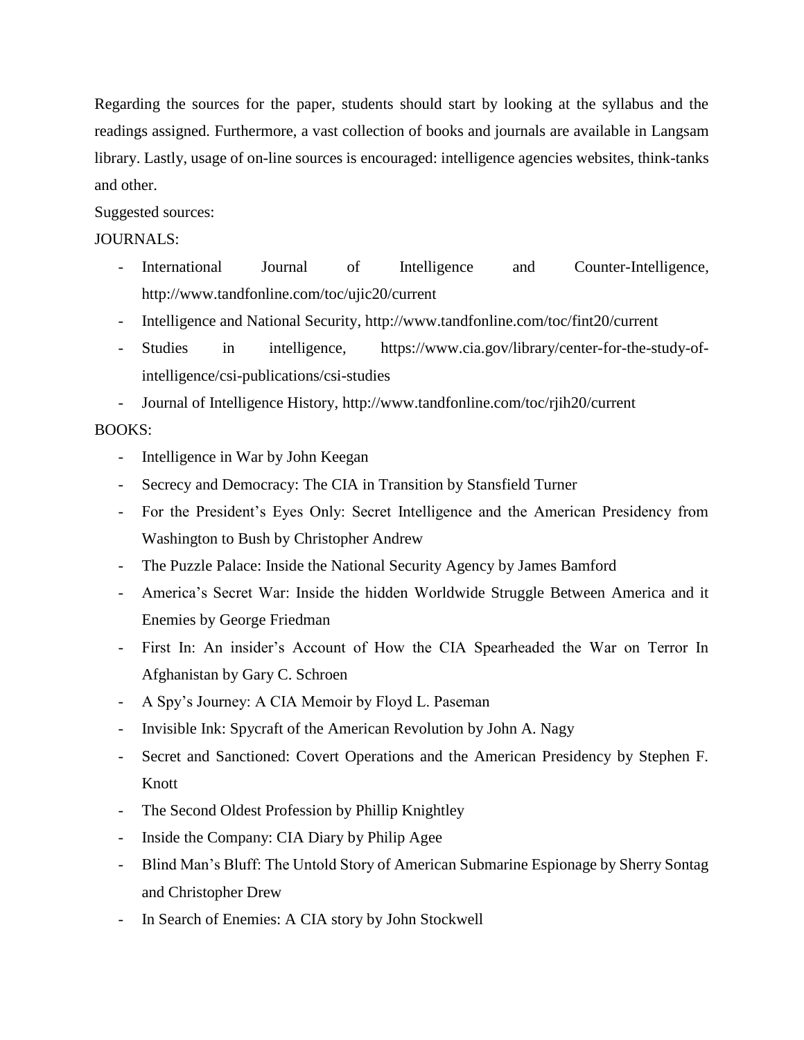Regarding the sources for the paper, students should start by looking at the syllabus and the readings assigned. Furthermore, a vast collection of books and journals are available in Langsam library. Lastly, usage of on-line sources is encouraged: intelligence agencies websites, think-tanks and other.

Suggested sources:

JOURNALS:

- International Journal of Intelligence and Counter-Intelligence, http://www.tandfonline.com/toc/ujic20/current
- Intelligence and National Security, http://www.tandfonline.com/toc/fint20/current
- Studies in intelligence, https://www.cia.gov/library/center-for-the-study-of-intelligence/csi-publications/csi-studies
- Journal of Intelligence History, http://www.tandfonline.com/toc/rjih20/current

BOOKS:

- Intelligence in War by John Keegan
- Secrecy and Democracy: The CIA in Transition by Stansfield Turner
- For the President's Eyes Only: Secret Intelligence and the American Presidency from Washington to Bush by Christopher Andrew
- The Puzzle Palace: Inside the National Security Agency by James Bamford
- America's Secret War: Inside the hidden Worldwide Struggle Between America and it Enemies by George Friedman
- First In: An insider's Account of How the CIA Spearheaded the War on Terror In Afghanistan by Gary C. Schroen
- A Spy's Journey: A CIA Memoir by Floyd L. Paseman
- Invisible Ink: Spycraft of the American Revolution by John A. Nagy
- Secret and Sanctioned: Covert Operations and the American Presidency by Stephen F. Knott
- The Second Oldest Profession by Phillip Knightley
- Inside the Company: CIA Diary by Philip Agee
- Blind Man's Bluff: The Untold Story of American Submarine Espionage by Sherry Sontag and Christopher Drew
- In Search of Enemies: A CIA story by John Stockwell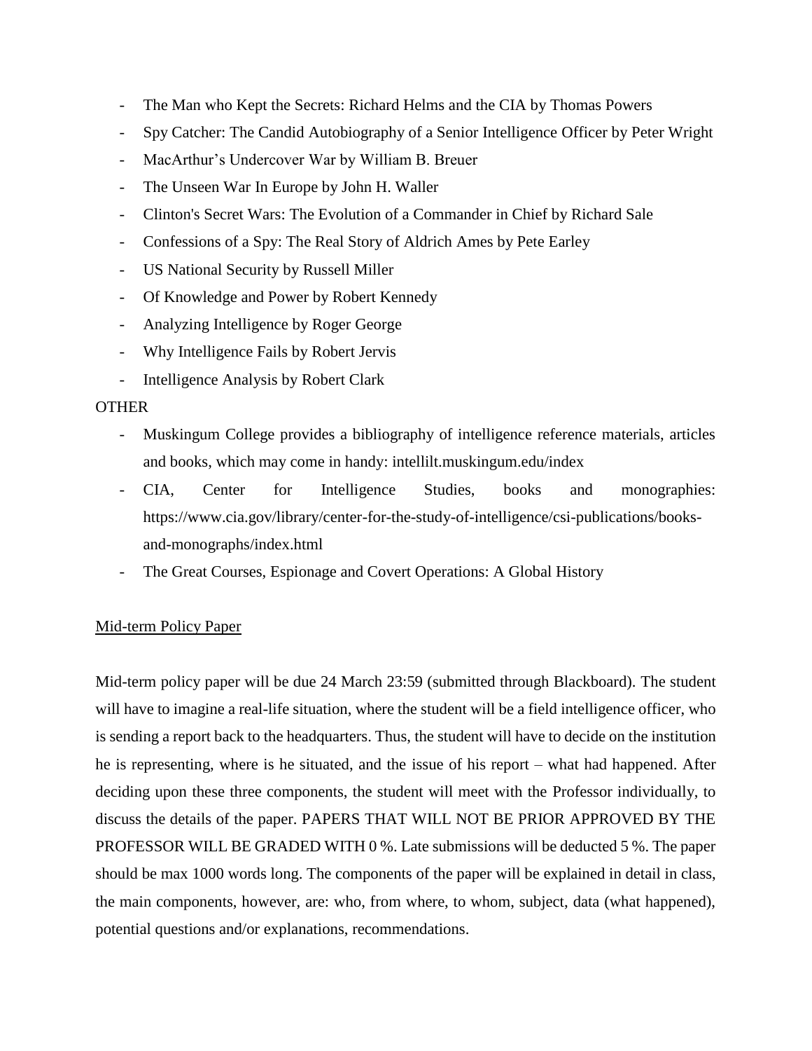- The Man who Kept the Secrets: Richard Helms and the CIA by Thomas Powers
- Spy Catcher: The Candid Autobiography of a Senior Intelligence Officer by Peter Wright
- MacArthur's Undercover War by William B. Breuer
- The Unseen War In Europe by John H. Waller
- Clinton's Secret Wars: The Evolution of a Commander in Chief by Richard Sale
- Confessions of a Spy: The Real Story of Aldrich Ames by Pete Earley
- US National Security by Russell Miller
- Of Knowledge and Power by Robert Kennedy
- Analyzing Intelligence by Roger George
- Why Intelligence Fails by Robert Jervis
- Intelligence Analysis by Robert Clark

OTHER

- Muskingum College provides a bibliography of intelligence reference materials, articles and books, which may come in handy: intellilt.muskingum.edu/index
- CIA, Center for Intelligence Studies, books and monographies: https://www.cia.gov/library/center-for-the-study-of-intelligence/csi-publications/books-and-monographs/index.html
- The Great Courses, Espionage and Covert Operations: A Global History

<u>Mid-term Policy Paper</u>

Mid-term policy paper will be due 24 March 23:59 (submitted through Blackboard). The student will have to imagine a real-life situation, where the student will be a field intelligence officer, who is sending a report back to the headquarters. Thus, the student will have to decide on the institution he is representing, where is he situated, and the issue of his report – what had happened. After deciding upon these three components, the student will meet with the Professor individually, to discuss the details of the paper. PAPERS THAT WILL NOT BE PRIOR APPROVED BY THE PROFESSOR WILL BE GRADED WITH 0 %. Late submissions will be deducted 5 %. The paper should be max 1000 words long. The components of the paper will be explained in detail in class, the main components, however, are: who, from where, to whom, subject, data (what happened), potential questions and/or explanations, recommendations.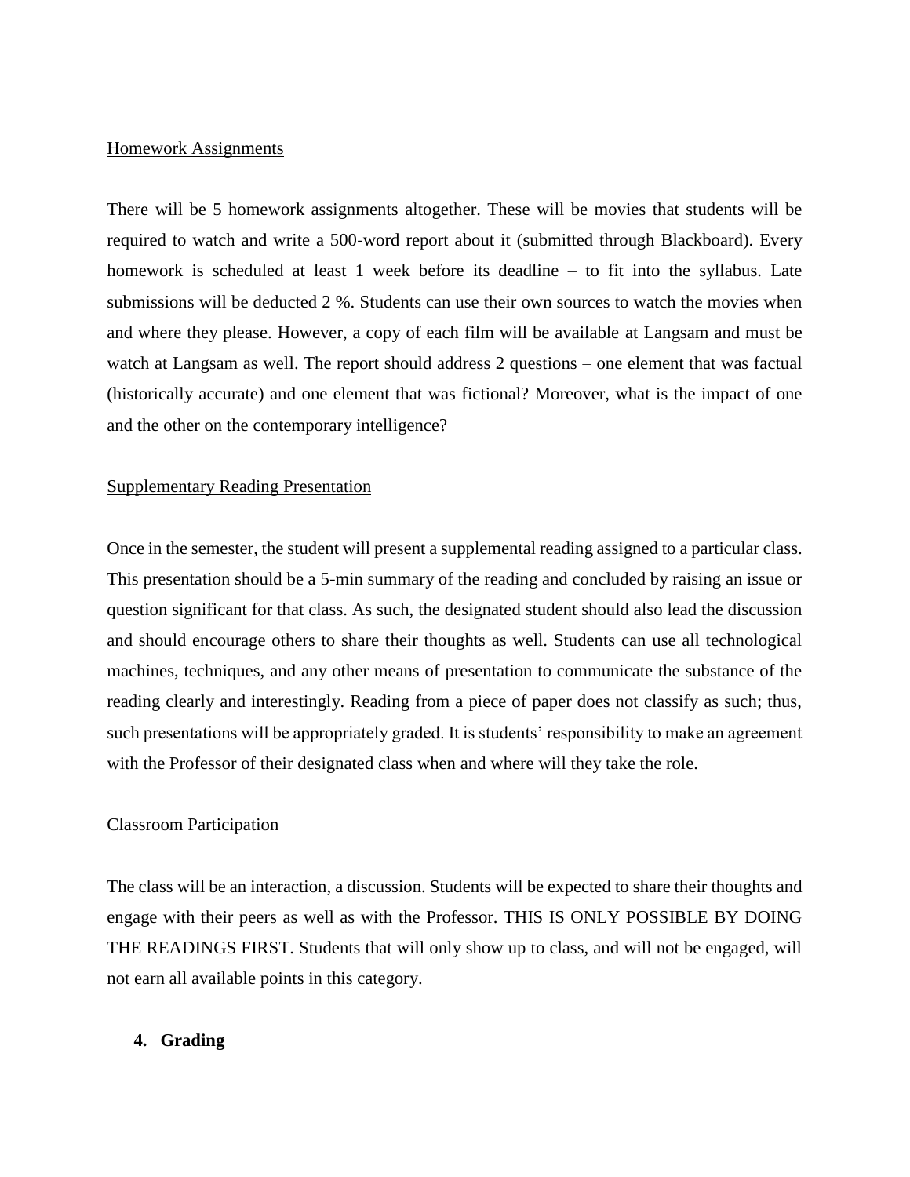Homework Assignments

There will be 5 homework assignments altogether. These will be movies that students will be required to watch and write a 500-word report about it (submitted through Blackboard). Every homework is scheduled at least 1 week before its deadline – to fit into the syllabus. Late submissions will be deducted 2 %. Students can use their own sources to watch the movies when and where they please. However, a copy of each film will be available at Langsam and must be watch at Langsam as well. The report should address 2 questions – one element that was factual (historically accurate) and one element that was fictional? Moreover, what is the impact of one and the other on the contemporary intelligence?

Supplementary Reading Presentation

Once in the semester, the student will present a supplemental reading assigned to a particular class. This presentation should be a 5-min summary of the reading and concluded by raising an issue or question significant for that class. As such, the designated student should also lead the discussion and should encourage others to share their thoughts as well. Students can use all technological machines, techniques, and any other means of presentation to communicate the substance of the reading clearly and interestingly. Reading from a piece of paper does not classify as such; thus, such presentations will be appropriately graded. It is students' responsibility to make an agreement with the Professor of their designated class when and where will they take the role.

Classroom Participation

The class will be an interaction, a discussion. Students will be expected to share their thoughts and engage with their peers as well as with the Professor. THIS IS ONLY POSSIBLE BY DOING THE READINGS FIRST. Students that will only show up to class, and will not be engaged, will not earn all available points in this category.

## 4. Grading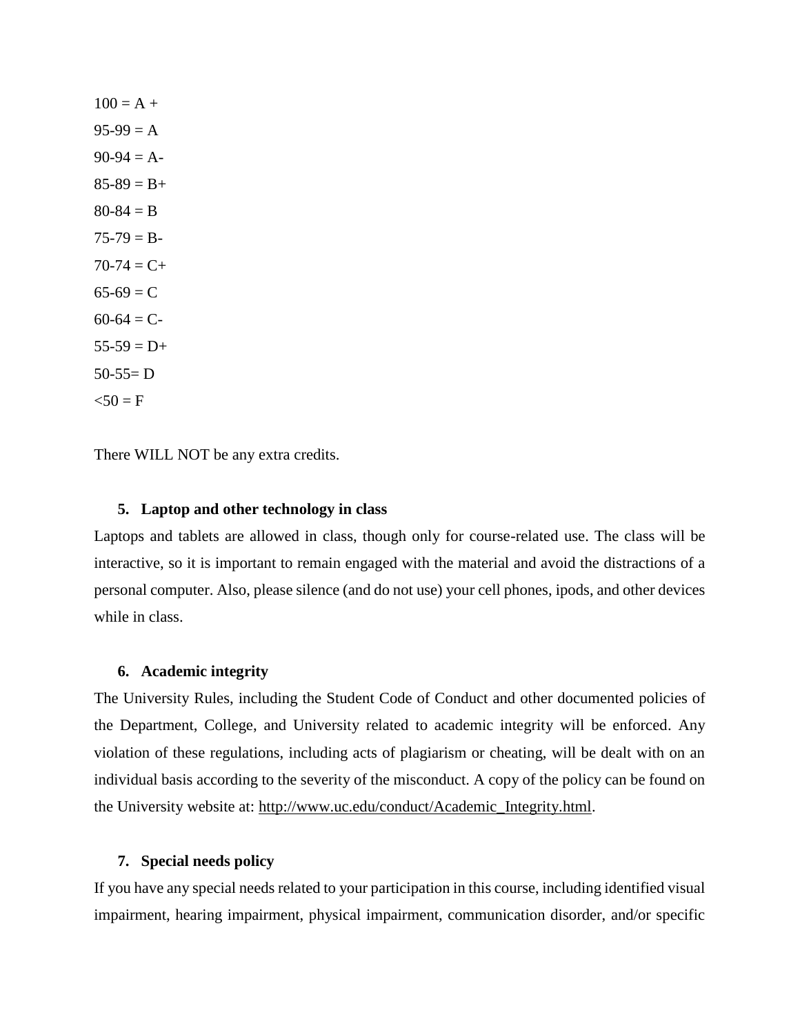100 = A +

95-99 = A

90-94 = A-

85-89 = B+

80-84 = B

75-79 = B-

70-74 = C+

65-69 = C

60-64 = C-

55-59 = D+

50-55= D

<50 = F

There WILL NOT be any extra credits.

**5. Laptop and other technology in class**

Laptops and tablets are allowed in class, though only for course-related use. The class will be interactive, so it is important to remain engaged with the material and avoid the distractions of a personal computer. Also, please silence (and do not use) your cell phones, ipods, and other devices while in class.

**6. Academic integrity**

The University Rules, including the Student Code of Conduct and other documented policies of the Department, College, and University related to academic integrity will be enforced. Any violation of these regulations, including acts of plagiarism or cheating, will be dealt with on an individual basis according to the severity of the misconduct. A copy of the policy can be found on the University website at: http://www.uc.edu/conduct/Academic_Integrity.html.

**7. Special needs policy**

If you have any special needs related to your participation in this course, including identified visual impairment, hearing impairment, physical impairment, communication disorder, and/or specific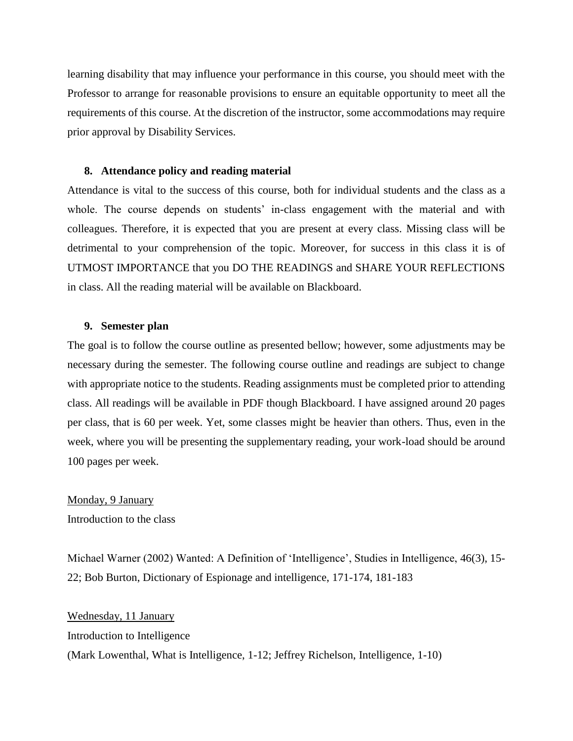learning disability that may influence your performance in this course, you should meet with the Professor to arrange for reasonable provisions to ensure an equitable opportunity to meet all the requirements of this course. At the discretion of the instructor, some accommodations may require prior approval by Disability Services.

## 8. Attendance policy and reading material

Attendance is vital to the success of this course, both for individual students and the class as a whole. The course depends on students' in-class engagement with the material and with colleagues. Therefore, it is expected that you are present at every class. Missing class will be detrimental to your comprehension of the topic. Moreover, for success in this class it is of UTMOST IMPORTANCE that you DO THE READINGS and SHARE YOUR REFLECTIONS in class. All the reading material will be available on Blackboard.

## 9. Semester plan

The goal is to follow the course outline as presented bellow; however, some adjustments may be necessary during the semester. The following course outline and readings are subject to change with appropriate notice to the students. Reading assignments must be completed prior to attending class. All readings will be available in PDF though Blackboard. I have assigned around 20 pages per class, that is 60 per week. Yet, some classes might be heavier than others. Thus, even in the week, where you will be presenting the supplementary reading, your work-load should be around 100 pages per week.

<u>Monday, 9 January</u>

Introduction to the class

Michael Warner (2002) Wanted: A Definition of 'Intelligence', Studies in Intelligence, 46(3), 15-22; Bob Burton, Dictionary of Espionage and intelligence, 171-174, 181-183

<u>Wednesday, 11 January</u>

Introduction to Intelligence

(Mark Lowenthal, What is Intelligence, 1-12; Jeffrey Richelson, Intelligence, 1-10)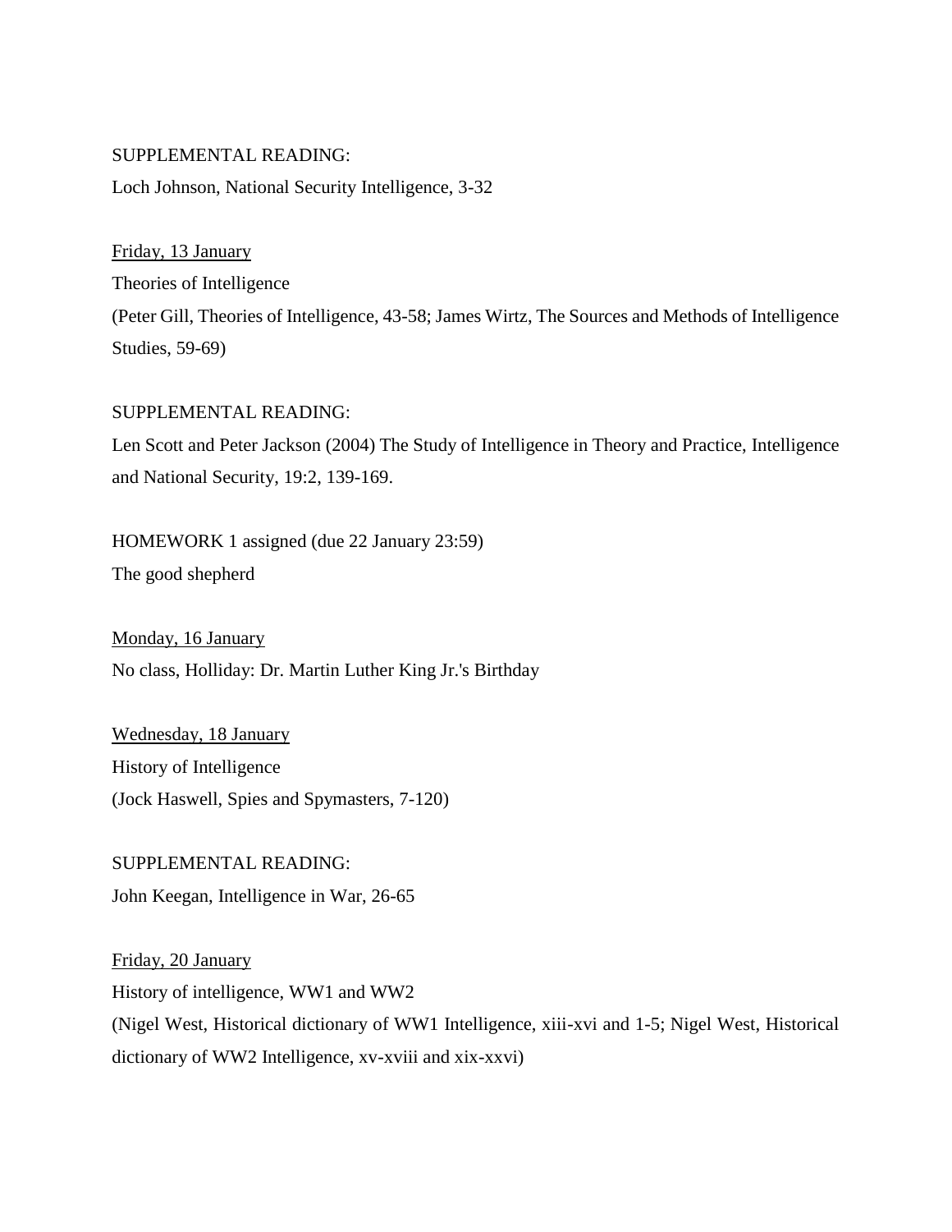SUPPLEMENTAL READING:

Loch Johnson, National Security Intelligence, 3-32

<u>Friday, 13 January</u>

Theories of Intelligence

(Peter Gill, Theories of Intelligence, 43-58; James Wirtz, The Sources and Methods of Intelligence Studies, 59-69)

SUPPLEMENTAL READING:

Len Scott and Peter Jackson (2004) The Study of Intelligence in Theory and Practice, Intelligence and National Security, 19:2, 139-169.

HOMEWORK 1 assigned (due 22 January 23:59)

The good shepherd

<u>Monday, 16 January</u>

No class, Holliday: Dr. Martin Luther King Jr.'s Birthday

<u>Wednesday, 18 January</u>

History of Intelligence

(Jock Haswell, Spies and Spymasters, 7-120)

SUPPLEMENTAL READING:

John Keegan, Intelligence in War, 26-65

<u>Friday, 20 January</u>

History of intelligence, WW1 and WW2

(Nigel West, Historical dictionary of WW1 Intelligence, xiii-xvi and 1-5; Nigel West, Historical dictionary of WW2 Intelligence, xv-xviii and xix-xxvi)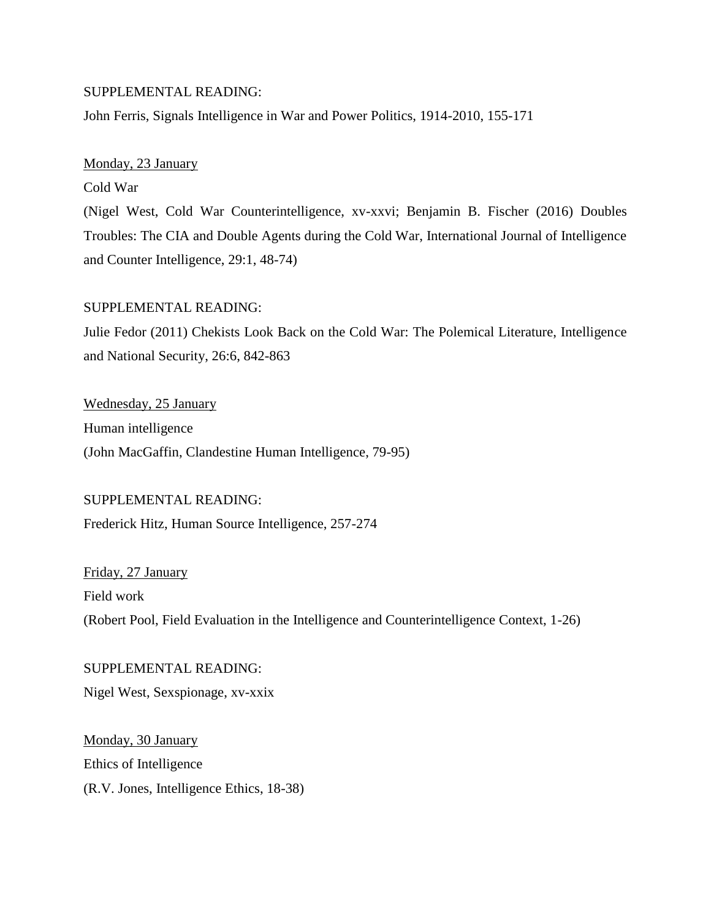SUPPLEMENTAL READING:

John Ferris, Signals Intelligence in War and Power Politics, 1914-2010, 155-171

<u>Monday, 23 January</u>

Cold War

(Nigel West, Cold War Counterintelligence, xv-xxvi; Benjamin B. Fischer (2016) Doubles Troubles: The CIA and Double Agents during the Cold War, International Journal of Intelligence and Counter Intelligence, 29:1, 48-74)

SUPPLEMENTAL READING:

Julie Fedor (2011) Chekists Look Back on the Cold War: The Polemical Literature, Intelligence and National Security, 26:6, 842-863

<u>Wednesday, 25 January</u>

Human intelligence

(John MacGaffin, Clandestine Human Intelligence, 79-95)

SUPPLEMENTAL READING:

Frederick Hitz, Human Source Intelligence, 257-274

<u>Friday, 27 January</u>

Field work

(Robert Pool, Field Evaluation in the Intelligence and Counterintelligence Context, 1-26)

SUPPLEMENTAL READING:

Nigel West, Sexspionage, xv-xxix

<u>Monday, 30 January</u>

Ethics of Intelligence

(R.V. Jones, Intelligence Ethics, 18-38)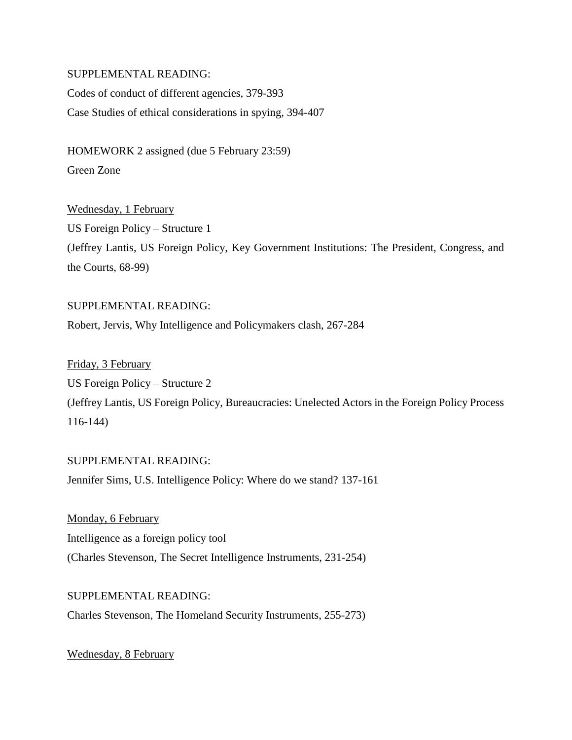SUPPLEMENTAL READING:

Codes of conduct of different agencies, 379-393

Case Studies of ethical considerations in spying, 394-407

HOMEWORK 2 assigned (due 5 February 23:59)

Green Zone

<u>Wednesday, 1 February</u>

US Foreign Policy – Structure 1

(Jeffrey Lantis, US Foreign Policy, Key Government Institutions: The President, Congress, and the Courts, 68-99)

SUPPLEMENTAL READING:

Robert, Jervis, Why Intelligence and Policymakers clash, 267-284

<u>Friday, 3 February</u>

US Foreign Policy – Structure 2

(Jeffrey Lantis, US Foreign Policy, Bureaucracies: Unelected Actors in the Foreign Policy Process 116-144)

SUPPLEMENTAL READING:

Jennifer Sims, U.S. Intelligence Policy: Where do we stand? 137-161

<u>Monday, 6 February</u>

Intelligence as a foreign policy tool

(Charles Stevenson, The Secret Intelligence Instruments, 231-254)

SUPPLEMENTAL READING:

Charles Stevenson, The Homeland Security Instruments, 255-273)

<u>Wednesday, 8 February</u>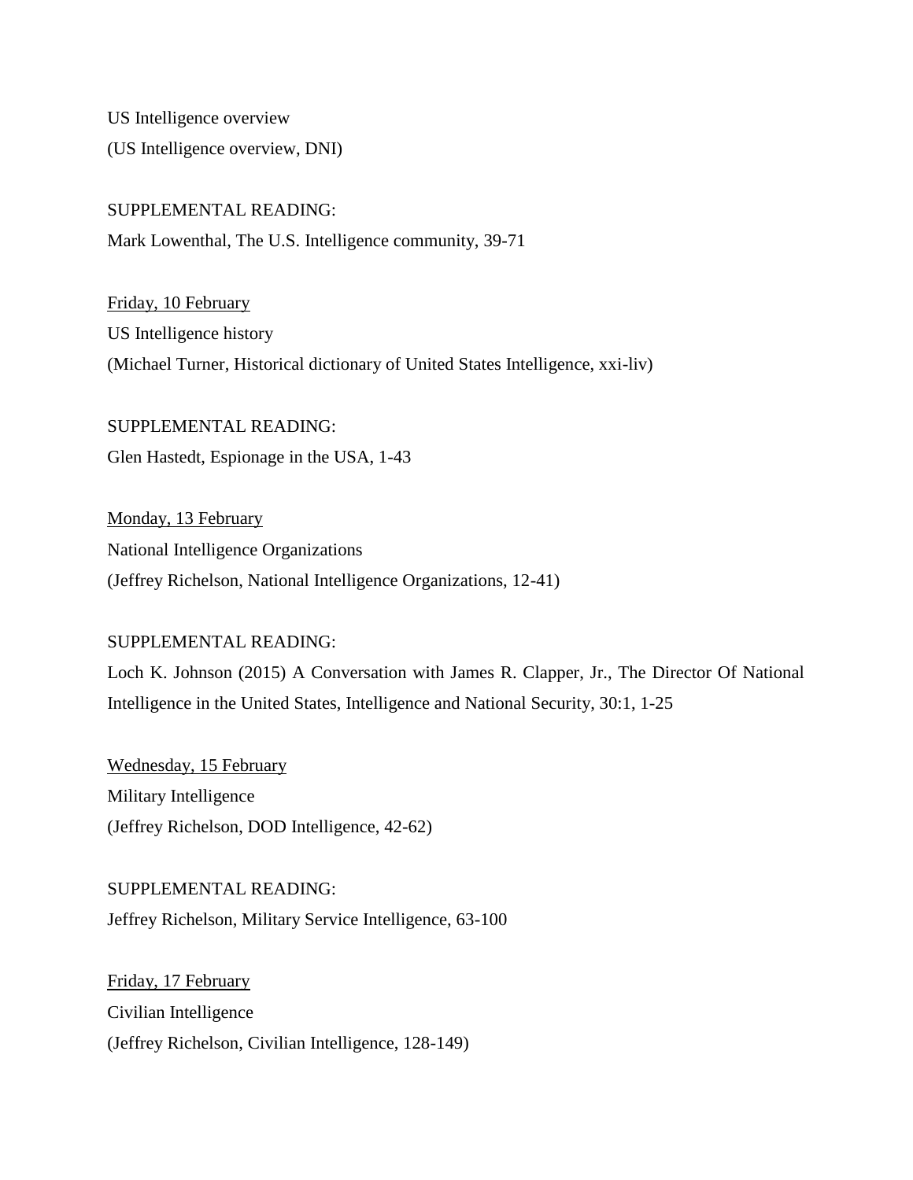US Intelligence overview
(US Intelligence overview, DNI)

SUPPLEMENTAL READING:
Mark Lowenthal, The U.S. Intelligence community, 39-71

<u>Friday, 10 February</u>
US Intelligence history
(Michael Turner, Historical dictionary of United States Intelligence, xxi-liv)

SUPPLEMENTAL READING:
Glen Hastedt, Espionage in the USA, 1-43

<u>Monday, 13 February</u>
National Intelligence Organizations
(Jeffrey Richelson, National Intelligence Organizations, 12-41)

SUPPLEMENTAL READING:
Loch K. Johnson (2015) A Conversation with James R. Clapper, Jr., The Director Of National Intelligence in the United States, Intelligence and National Security, 30:1, 1-25

<u>Wednesday, 15 February</u>
Military Intelligence
(Jeffrey Richelson, DOD Intelligence, 42-62)

SUPPLEMENTAL READING:
Jeffrey Richelson, Military Service Intelligence, 63-100

<u>Friday, 17 February</u>
Civilian Intelligence
(Jeffrey Richelson, Civilian Intelligence, 128-149)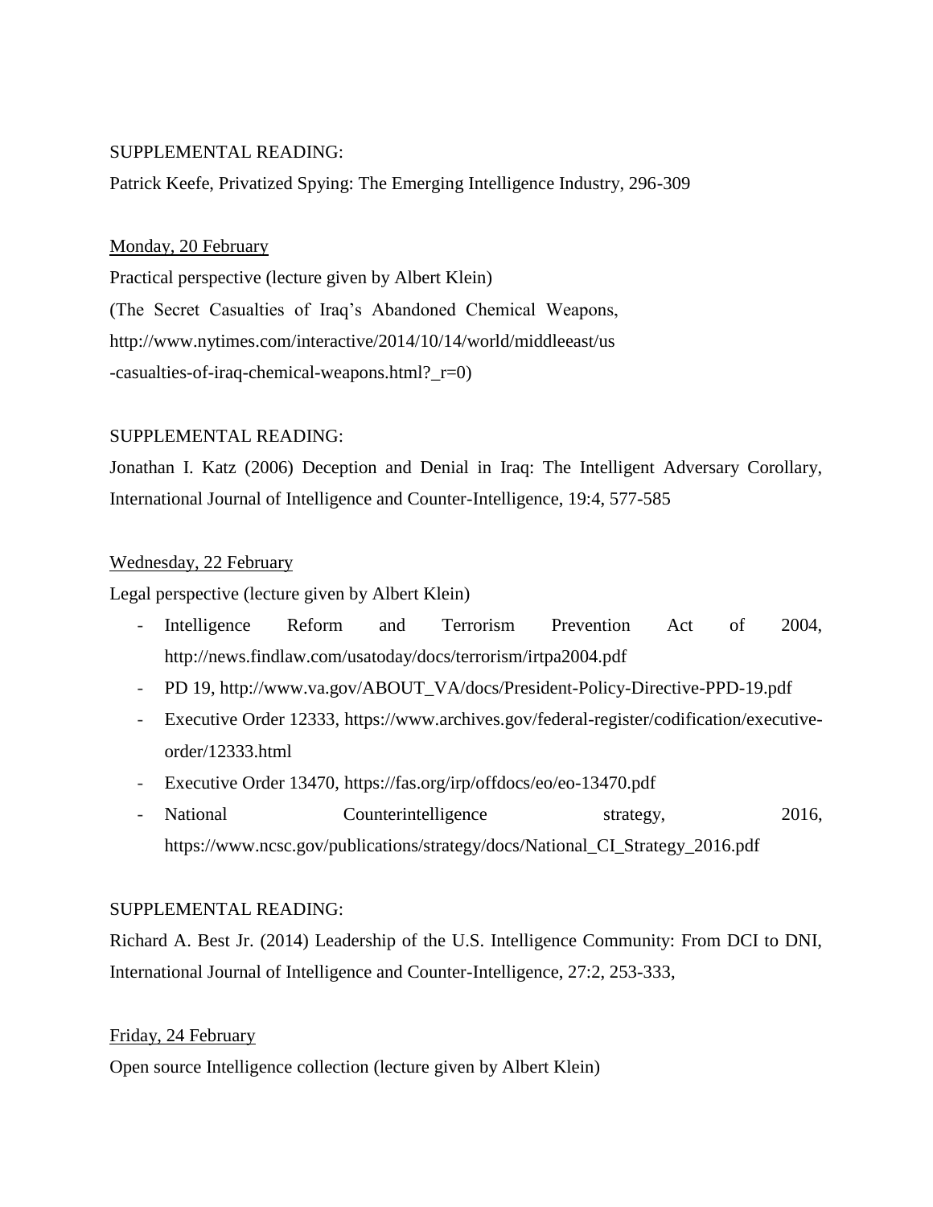SUPPLEMENTAL READING:

Patrick Keefe, Privatized Spying: The Emerging Intelligence Industry, 296-309

<u>Monday, 20 February</u>

Practical perspective (lecture given by Albert Klein)

(The Secret Casualties of Iraq's Abandoned Chemical Weapons, http://www.nytimes.com/interactive/2014/10/14/world/middleeast/us-casualties-of-iraq-chemical-weapons.html?_r=0)

SUPPLEMENTAL READING:

Jonathan I. Katz (2006) Deception and Denial in Iraq: The Intelligent Adversary Corollary, International Journal of Intelligence and Counter-Intelligence, 19:4, 577-585

<u>Wednesday, 22 February</u>

Legal perspective (lecture given by Albert Klein)

- Intelligence Reform and Terrorism Prevention Act of 2004, http://news.findlaw.com/usatoday/docs/terrorism/irtpa2004.pdf
- PD 19, http://www.va.gov/ABOUT_VA/docs/President-Policy-Directive-PPD-19.pdf
- Executive Order 12333, https://www.archives.gov/federal-register/codification/executive-order/12333.html
- Executive Order 13470, https://fas.org/irp/offdocs/eo/eo-13470.pdf
- National Counterintelligence strategy, 2016, https://www.ncsc.gov/publications/strategy/docs/National_CI_Strategy_2016.pdf

SUPPLEMENTAL READING:

Richard A. Best Jr. (2014) Leadership of the U.S. Intelligence Community: From DCI to DNI, International Journal of Intelligence and Counter-Intelligence, 27:2, 253-333,

<u>Friday, 24 February</u>

Open source Intelligence collection (lecture given by Albert Klein)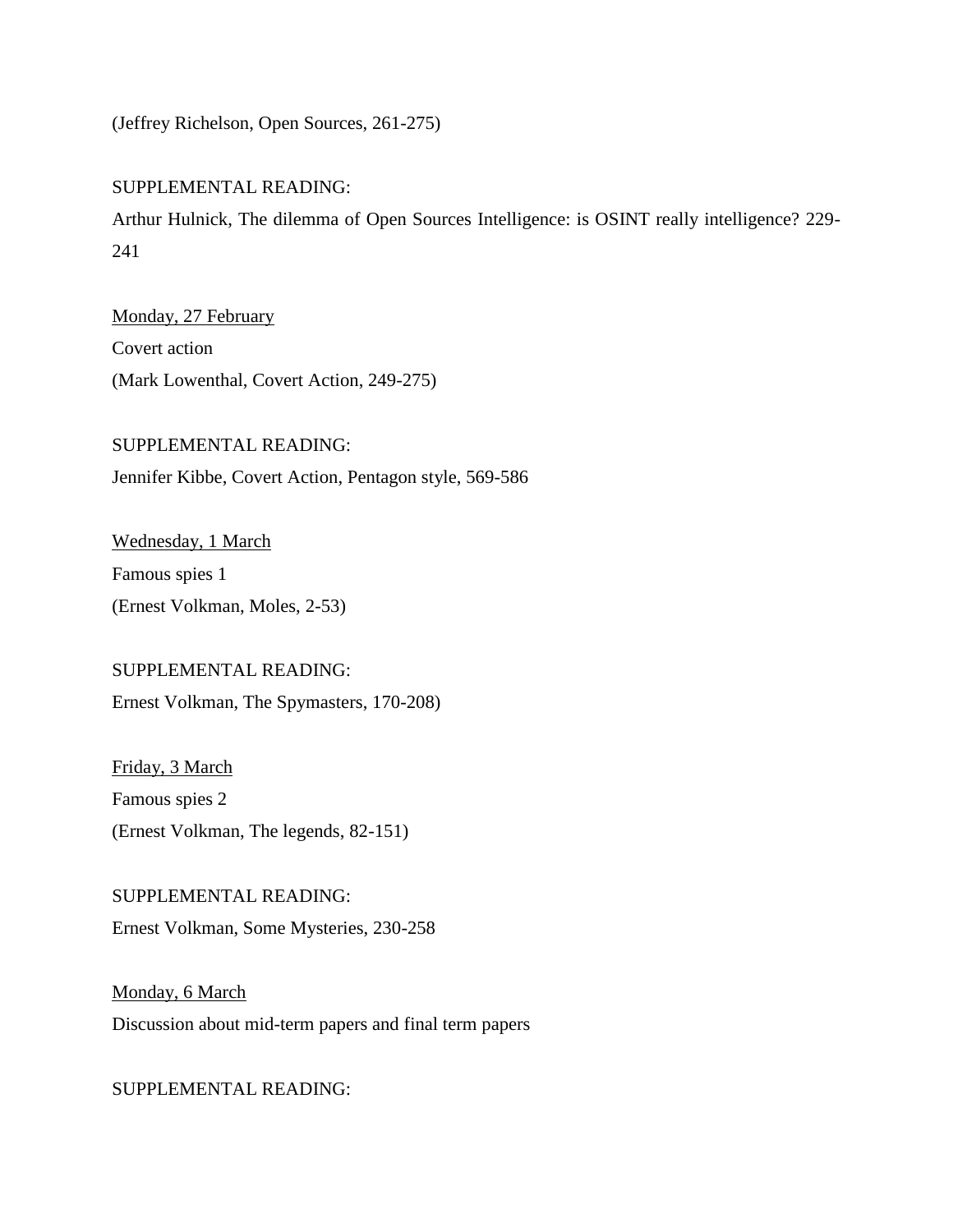(Jeffrey Richelson, Open Sources, 261-275)

SUPPLEMENTAL READING:

Arthur Hulnick, The dilemma of Open Sources Intelligence: is OSINT really intelligence? 229-241

<u>Monday, 27 February</u>

Covert action

(Mark Lowenthal, Covert Action, 249-275)

SUPPLEMENTAL READING:

Jennifer Kibbe, Covert Action, Pentagon style, 569-586

<u>Wednesday, 1 March</u>

Famous spies 1

(Ernest Volkman, Moles, 2-53)

SUPPLEMENTAL READING:

Ernest Volkman, The Spymasters, 170-208)

<u>Friday, 3 March</u>

Famous spies 2

(Ernest Volkman, The legends, 82-151)

SUPPLEMENTAL READING:

Ernest Volkman, Some Mysteries, 230-258

<u>Monday, 6 March</u>

Discussion about mid-term papers and final term papers

SUPPLEMENTAL READING: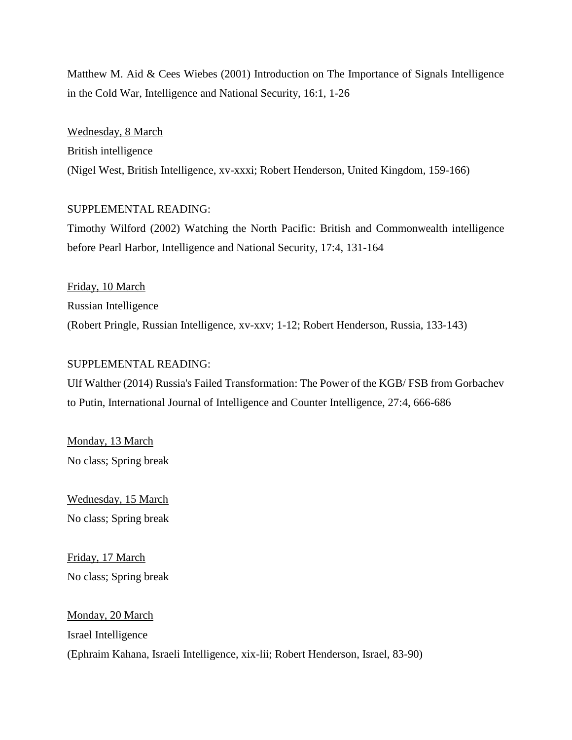Matthew M. Aid & Cees Wiebes (2001) Introduction on The Importance of Signals Intelligence in the Cold War, Intelligence and National Security, 16:1, 1-26

<u>Wednesday, 8 March</u>

British intelligence

(Nigel West, British Intelligence, xv-xxxi; Robert Henderson, United Kingdom, 159-166)

SUPPLEMENTAL READING:

Timothy Wilford (2002) Watching the North Pacific: British and Commonwealth intelligence before Pearl Harbor, Intelligence and National Security, 17:4, 131-164

<u>Friday, 10 March</u>

Russian Intelligence

(Robert Pringle, Russian Intelligence, xv-xxv; 1-12; Robert Henderson, Russia, 133-143)

SUPPLEMENTAL READING:

Ulf Walther (2014) Russia's Failed Transformation: The Power of the KGB/ FSB from Gorbachev to Putin, International Journal of Intelligence and Counter Intelligence, 27:4, 666-686

<u>Monday, 13 March</u>

No class; Spring break

<u>Wednesday, 15 March</u>

No class; Spring break

<u>Friday, 17 March</u>

No class; Spring break

<u>Monday, 20 March</u>

Israel Intelligence

(Ephraim Kahana, Israeli Intelligence, xix-lii; Robert Henderson, Israel, 83-90)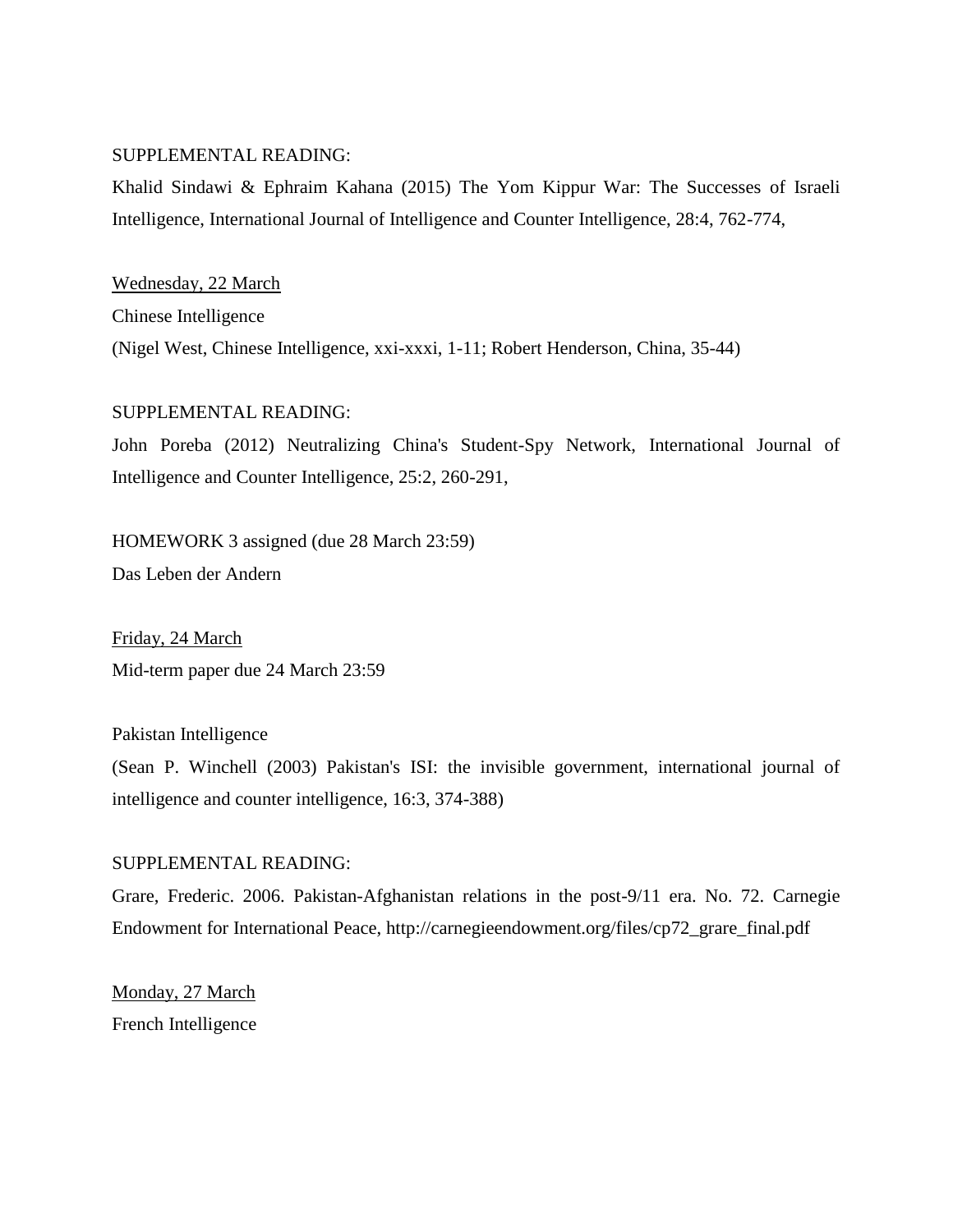SUPPLEMENTAL READING:

Khalid Sindawi & Ephraim Kahana (2015) The Yom Kippur War: The Successes of Israeli Intelligence, International Journal of Intelligence and Counter Intelligence, 28:4, 762-774,

<u>Wednesday, 22 March</u>

Chinese Intelligence

(Nigel West, Chinese Intelligence, xxi-xxxi, 1-11; Robert Henderson, China, 35-44)

SUPPLEMENTAL READING:

John Poreba (2012) Neutralizing China's Student-Spy Network, International Journal of Intelligence and Counter Intelligence, 25:2, 260-291,

HOMEWORK 3 assigned (due 28 March 23:59)

Das Leben der Andern

<u>Friday, 24 March</u>

Mid-term paper due 24 March 23:59

Pakistan Intelligence

(Sean P. Winchell (2003) Pakistan's ISI: the invisible government, international journal of intelligence and counter intelligence, 16:3, 374-388)

SUPPLEMENTAL READING:

Grare, Frederic. 2006. Pakistan-Afghanistan relations in the post-9/11 era. No. 72. Carnegie Endowment for International Peace, http://carnegieendowment.org/files/cp72_grare_final.pdf

<u>Monday, 27 March</u>

French Intelligence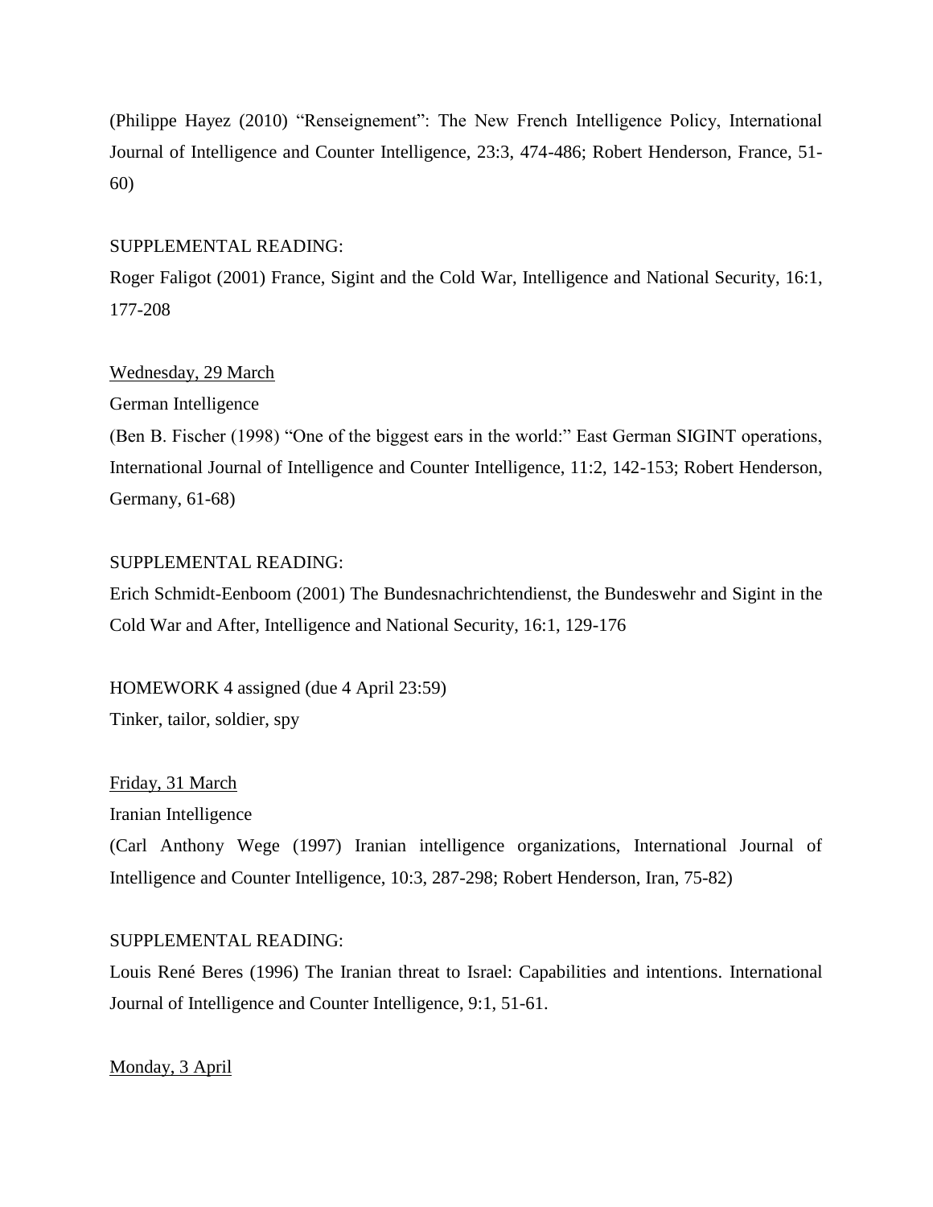(Philippe Hayez (2010) “Renseignement”: The New French Intelligence Policy, International Journal of Intelligence and Counter Intelligence, 23:3, 474-486; Robert Henderson, France, 51-60)

SUPPLEMENTAL READING:
Roger Faligot (2001) France, Sigint and the Cold War, Intelligence and National Security, 16:1, 177-208

<u>Wednesday, 29 March</u>

German Intelligence

(Ben B. Fischer (1998) “One of the biggest ears in the world:” East German SIGINT operations, International Journal of Intelligence and Counter Intelligence, 11:2, 142-153; Robert Henderson, Germany, 61-68)

SUPPLEMENTAL READING:
Erich Schmidt-Eenboom (2001) The Bundesnachrichtendienst, the Bundeswehr and Sigint in the Cold War and After, Intelligence and National Security, 16:1, 129-176

HOMEWORK 4 assigned (due 4 April 23:59)
Tinker, tailor, soldier, spy

<u>Friday, 31 March</u>

Iranian Intelligence

(Carl Anthony Wege (1997) Iranian intelligence organizations, International Journal of Intelligence and Counter Intelligence, 10:3, 287-298; Robert Henderson, Iran, 75-82)

SUPPLEMENTAL READING:
Louis René Beres (1996) The Iranian threat to Israel: Capabilities and intentions. International Journal of Intelligence and Counter Intelligence, 9:1, 51-61.

<u>Monday, 3 April</u>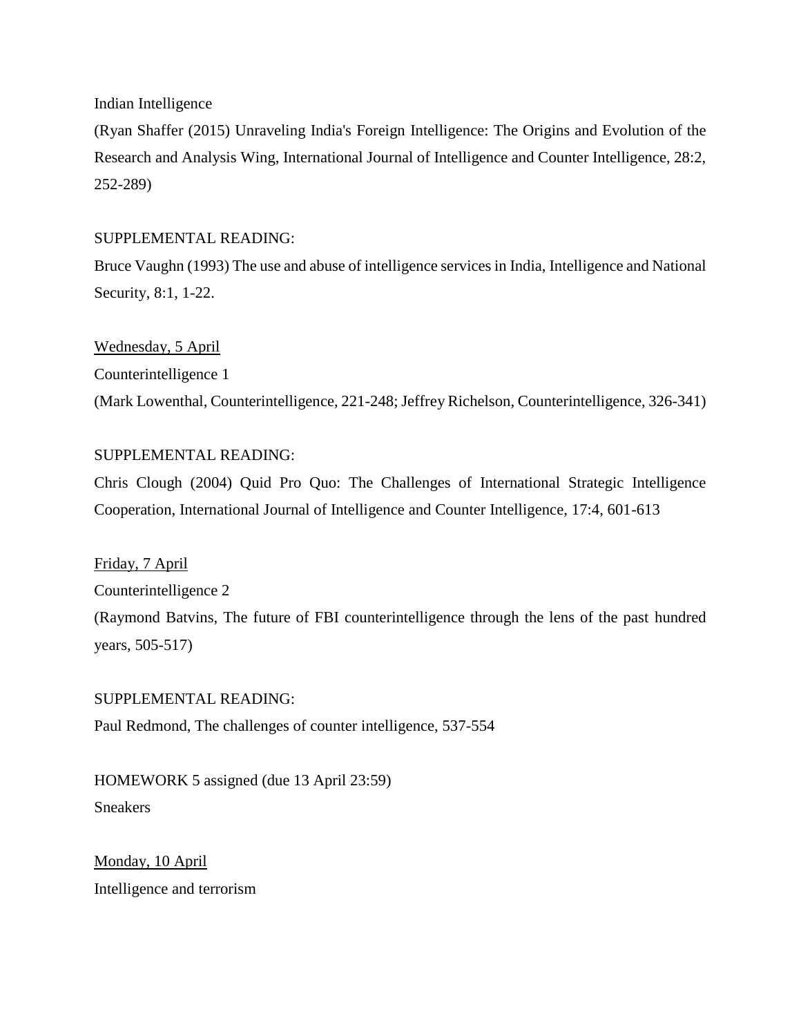Indian Intelligence

(Ryan Shaffer (2015) Unraveling India's Foreign Intelligence: The Origins and Evolution of the Research and Analysis Wing, International Journal of Intelligence and Counter Intelligence, 28:2, 252-289)

SUPPLEMENTAL READING:

Bruce Vaughn (1993) The use and abuse of intelligence services in India, Intelligence and National Security, 8:1, 1-22.

<u>Wednesday, 5 April</u>

Counterintelligence 1

(Mark Lowenthal, Counterintelligence, 221-248; Jeffrey Richelson, Counterintelligence, 326-341)

SUPPLEMENTAL READING:

Chris Clough (2004) Quid Pro Quo: The Challenges of International Strategic Intelligence Cooperation, International Journal of Intelligence and Counter Intelligence, 17:4, 601-613

<u>Friday, 7 April</u>

Counterintelligence 2

(Raymond Batvins, The future of FBI counterintelligence through the lens of the past hundred years, 505-517)

SUPPLEMENTAL READING:

Paul Redmond, The challenges of counter intelligence, 537-554

HOMEWORK 5 assigned (due 13 April 23:59)

Sneakers

<u>Monday, 10 April</u>

Intelligence and terrorism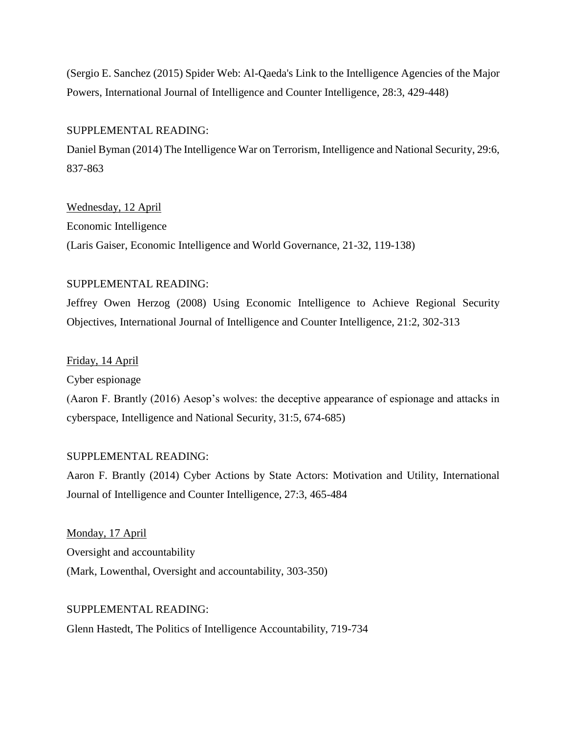(Sergio E. Sanchez (2015) Spider Web: Al-Qaeda's Link to the Intelligence Agencies of the Major Powers, International Journal of Intelligence and Counter Intelligence, 28:3, 429-448)

SUPPLEMENTAL READING:

Daniel Byman (2014) The Intelligence War on Terrorism, Intelligence and National Security, 29:6, 837-863

<u>Wednesday, 12 April</u>

Economic Intelligence

(Laris Gaiser, Economic Intelligence and World Governance, 21-32, 119-138)

SUPPLEMENTAL READING:

Jeffrey Owen Herzog (2008) Using Economic Intelligence to Achieve Regional Security Objectives, International Journal of Intelligence and Counter Intelligence, 21:2, 302-313

<u>Friday, 14 April</u>

Cyber espionage

(Aaron F. Brantly (2016) Aesop's wolves: the deceptive appearance of espionage and attacks in cyberspace, Intelligence and National Security, 31:5, 674-685)

SUPPLEMENTAL READING:

Aaron F. Brantly (2014) Cyber Actions by State Actors: Motivation and Utility, International Journal of Intelligence and Counter Intelligence, 27:3, 465-484

<u>Monday, 17 April</u>

Oversight and accountability

(Mark, Lowenthal, Oversight and accountability, 303-350)

SUPPLEMENTAL READING:

Glenn Hastedt, The Politics of Intelligence Accountability, 719-734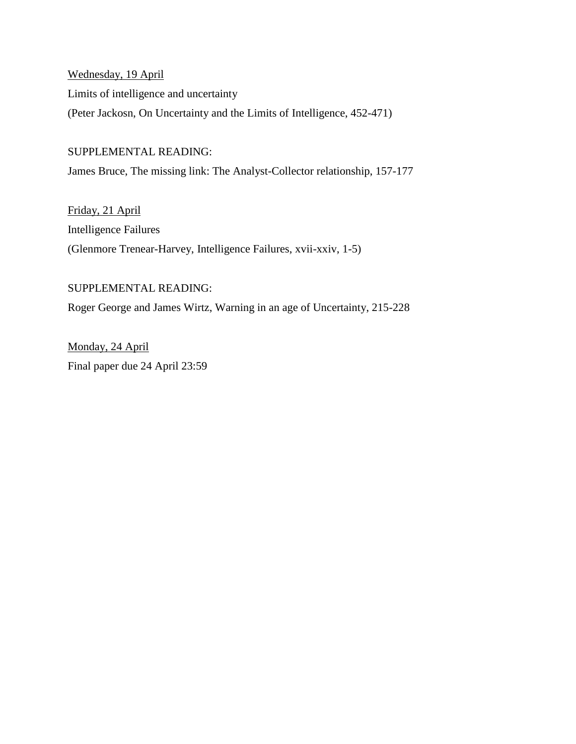<u>Wednesday, 19 April</u>

Limits of intelligence and uncertainty

(Peter Jackosn, On Uncertainty and the Limits of Intelligence, 452-471)

SUPPLEMENTAL READING:

James Bruce, The missing link: The Analyst-Collector relationship, 157-177

<u>Friday, 21 April</u>

Intelligence Failures

(Glenmore Trenear-Harvey, Intelligence Failures, xvii-xxiv, 1-5)

SUPPLEMENTAL READING:

Roger George and James Wirtz, Warning in an age of Uncertainty, 215-228

<u>Monday, 24 April</u>

Final paper due 24 April 23:59